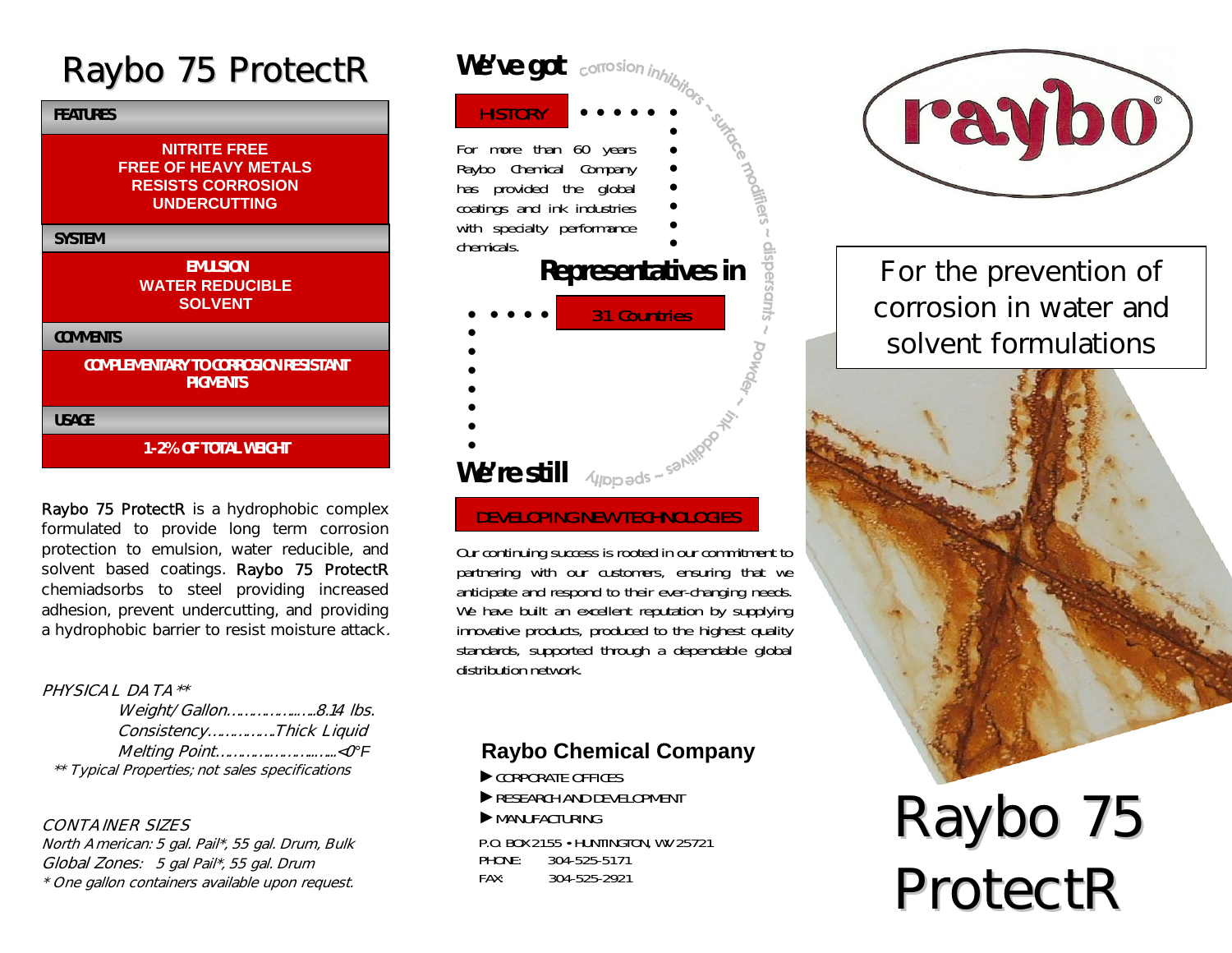# Raybo 75 ProtectR

| FEATURES |
|---|
| NITRITE FREE<br>FREE OF HEAVY METALS<br>RESISTS CORROSION<br>UNDERCUTTING |
| **SYSTEM** |
| EMULSION<br>WATER REDUCIBLE<br>SOLVENT |
| **COMMENTS** |
| COMPLEMENTARY TO CORROSION RESISTANT PIGMENTS |
| **USAGE** |
| 1-2% OF TOTAL WEIGHT |

Raybo 75 ProtectR is a hydrophobic complex formulated to provide long term corrosion protection to emulsion, water reducible, and solvent based coatings. Raybo 75 ProtectR chemiadsorbs to steel providing increased adhesion, prevent undercutting, and providing a hydrophobic barrier to resist moisture attack.

*PHYSICAL DATA \*\**

*Weight/Gallon……………….8.14 lbs.*
*Consistency…………….Thick Liquid*
*Melting Point………………………<0°F*

*\*\* Typical Properties; not sales specifications*

*CONTAINER SIZES*

*North American: 5 gal. Pail\*, 55 gal. Drum, Bulk*
*Global Zones: 5 gal Pail\*, 55 gal. Drum*
*\* One gallon containers available upon request.*

## We've got

corrosion inhibitors ~ surface modifiers ~ dispersants ~ powder ~ ink additives ~ specialty

### HISTORY

For more than 60 years Raybo Chemical Company has provided the global coatings and ink industries with specialty performance chemicals.

## Representatives in

31 Countries

## We're still

### DEVELOPING NEW TECHNOLOGIES

Our continuing success is rooted in our commitment to partnering with our customers, ensuring that we anticipate and respond to their ever-changing needs. We have built an excellent reputation by supplying innovative products, produced to the highest quality standards, supported through a dependable global distribution network.

## Raybo Chemical Company

- ▶ CORPORATE OFFICES
- ▶ RESEARCH AND DEVELOPMENT
- ▶ MANUFACTURING

P.O. BOX 2155 • HUNTINGTON, WV 25721
PHONE: 304-525-5171
FAX: 304-525-2921

raybo®

For the prevention of corrosion in water and solvent formulations

# Raybo 75 ProtectR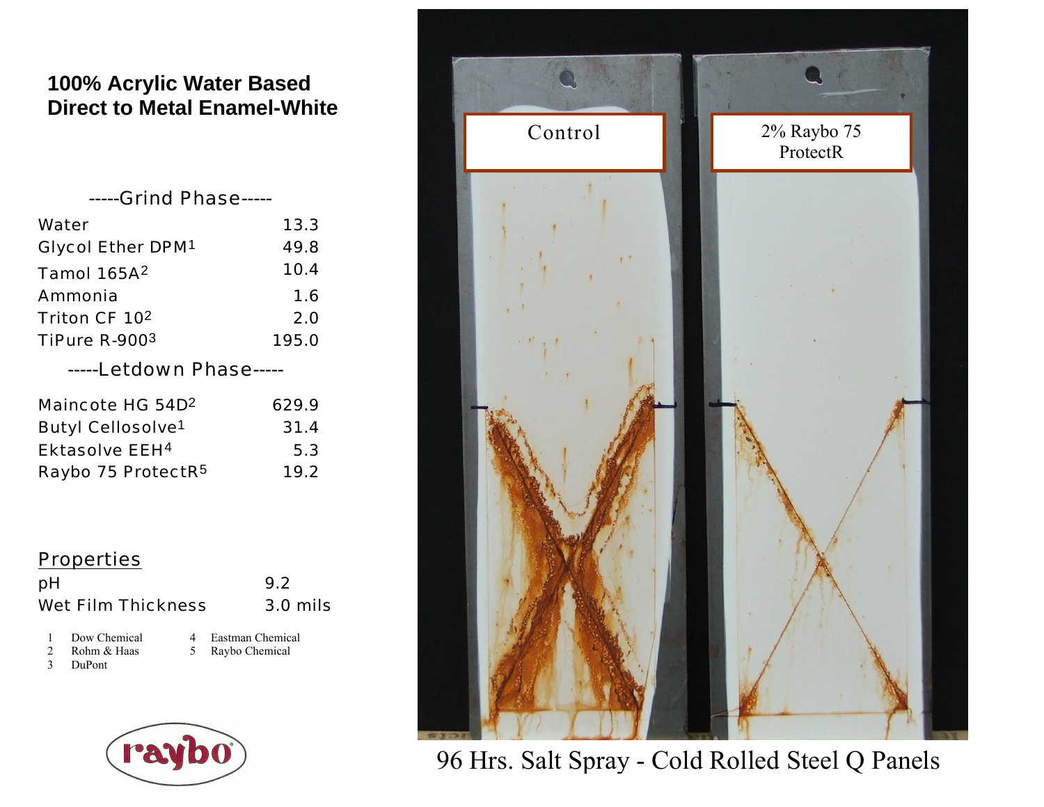## 100% Acrylic Water Based Direct to Metal Enamel-White

-----Grind Phase-----

| | |
|---|---|
| Water | 13.3 |
| Glycol Ether DPM[1] | 49.8 |
| Tamol 165A[2] | 10.4 |
| Ammonia | 1.6 |
| Triton CF 10[2] | 2.0 |
| TiPure R-900[3] | 195.0 |

-----Letdown Phase-----

| | |
|---|---|
| Maincote HG 54D[2] | 629.9 |
| Butyl Cellosolve[1] | 31.4 |
| Ektasolve EEH[4] | 5.3 |
| Raybo 75 ProtectR[5] | 19.2 |

### Properties

| | |
|---|---|
| pH | 9.2 |
| Wet Film Thickness | 3.0 mils |

1 Dow Chemical
2 Rohm & Haas
3 DuPont
4 Eastman Chemical
5 Raybo Chemical

raybo

Control

2% Raybo 75 ProtectR

96 Hrs. Salt Spray - Cold Rolled Steel Q Panels